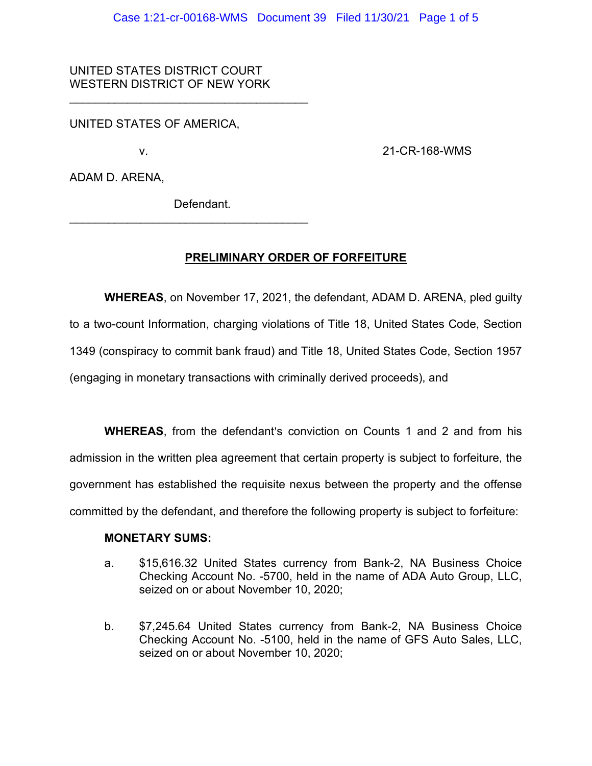UNITED STATES DISTRICT COURT
WESTERN DISTRICT OF NEW YORK

---

UNITED STATES OF AMERICA,

v. 21-CR-168-WMS

ADAM D. ARENA,

Defendant.

---

**PRELIMINARY ORDER OF FORFEITURE**

**WHEREAS**, on November 17, 2021, the defendant, ADAM D. ARENA, pled guilty to a two-count Information, charging violations of Title 18, United States Code, Section 1349 (conspiracy to commit bank fraud) and Title 18, United States Code, Section 1957 (engaging in monetary transactions with criminally derived proceeds), and

**WHEREAS**, from the defendant's conviction on Counts 1 and 2 and from his admission in the written plea agreement that certain property is subject to forfeiture, the government has established the requisite nexus between the property and the offense committed by the defendant, and therefore the following property is subject to forfeiture:

**MONETARY SUMS:**

a. $15,616.32 United States currency from Bank-2, NA Business Choice Checking Account No. -5700, held in the name of ADA Auto Group, LLC, seized on or about November 10, 2020;

b. $7,245.64 United States currency from Bank-2, NA Business Choice Checking Account No. -5100, held in the name of GFS Auto Sales, LLC, seized on or about November 10, 2020;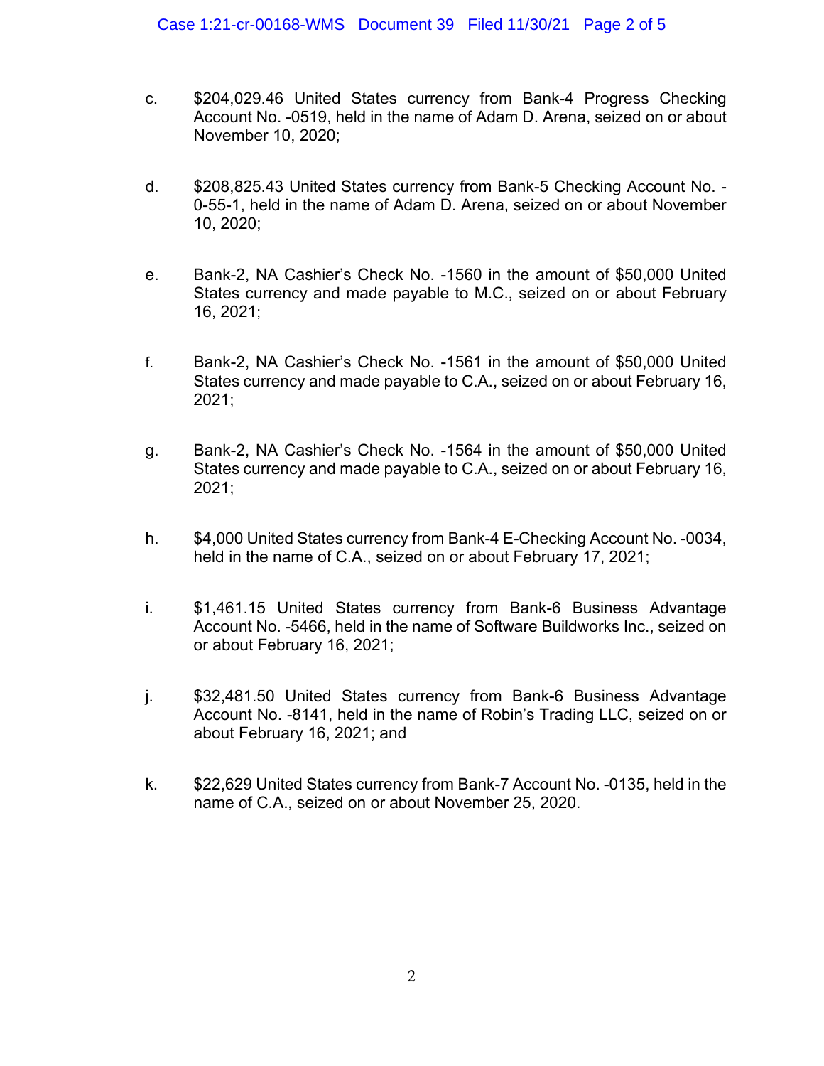c. $204,029.46 United States currency from Bank-4 Progress Checking Account No. -0519, held in the name of Adam D. Arena, seized on or about November 10, 2020;

d. $208,825.43 United States currency from Bank-5 Checking Account No. -0-55-1, held in the name of Adam D. Arena, seized on or about November 10, 2020;

e. Bank-2, NA Cashier's Check No. -1560 in the amount of $50,000 United States currency and made payable to M.C., seized on or about February 16, 2021;

f. Bank-2, NA Cashier's Check No. -1561 in the amount of $50,000 United States currency and made payable to C.A., seized on or about February 16, 2021;

g. Bank-2, NA Cashier's Check No. -1564 in the amount of $50,000 United States currency and made payable to C.A., seized on or about February 16, 2021;

h. $4,000 United States currency from Bank-4 E-Checking Account No. -0034, held in the name of C.A., seized on or about February 17, 2021;

i. $1,461.15 United States currency from Bank-6 Business Advantage Account No. -5466, held in the name of Software Buildworks Inc., seized on or about February 16, 2021;

j. $32,481.50 United States currency from Bank-6 Business Advantage Account No. -8141, held in the name of Robin's Trading LLC, seized on or about February 16, 2021; and

k. $22,629 United States currency from Bank-7 Account No. -0135, held in the name of C.A., seized on or about November 25, 2020.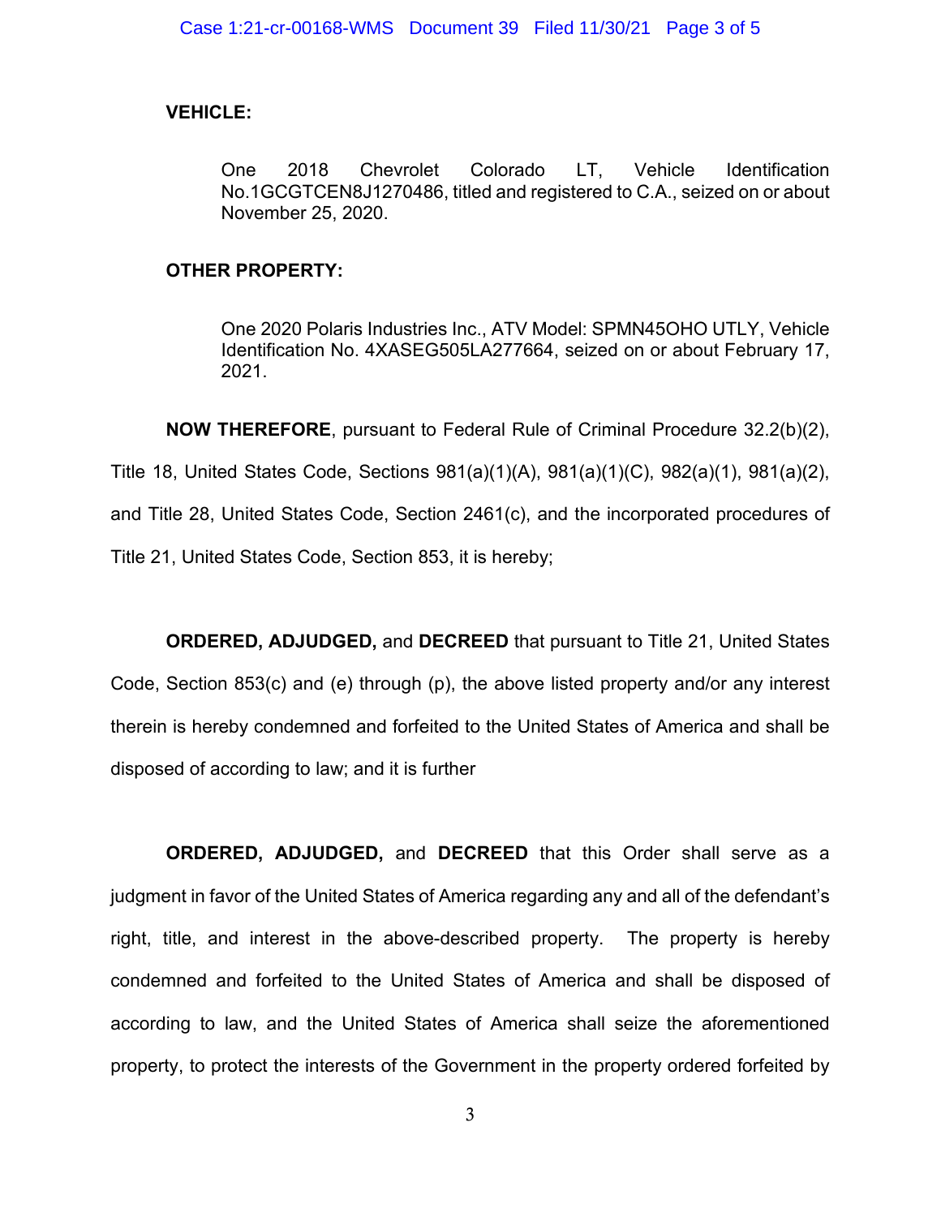**VEHICLE:**

> One 2018 Chevrolet Colorado LT, Vehicle Identification No.1GCGTCEN8J1270486, titled and registered to C.A., seized on or about November 25, 2020.

**OTHER PROPERTY:**

> One 2020 Polaris Industries Inc., ATV Model: SPMN45OHO UTLY, Vehicle Identification No. 4XASEG505LA277664, seized on or about February 17, 2021.

**NOW THEREFORE**, pursuant to Federal Rule of Criminal Procedure 32.2(b)(2), Title 18, United States Code, Sections 981(a)(1)(A), 981(a)(1)(C), 982(a)(1), 981(a)(2), and Title 28, United States Code, Section 2461(c), and the incorporated procedures of Title 21, United States Code, Section 853, it is hereby;

**ORDERED, ADJUDGED,** and **DECREED** that pursuant to Title 21, United States Code, Section 853(c) and (e) through (p), the above listed property and/or any interest therein is hereby condemned and forfeited to the United States of America and shall be disposed of according to law; and it is further

**ORDERED, ADJUDGED,** and **DECREED** that this Order shall serve as a judgment in favor of the United States of America regarding any and all of the defendant's right, title, and interest in the above-described property. The property is hereby condemned and forfeited to the United States of America and shall be disposed of according to law, and the United States of America shall seize the aforementioned property, to protect the interests of the Government in the property ordered forfeited by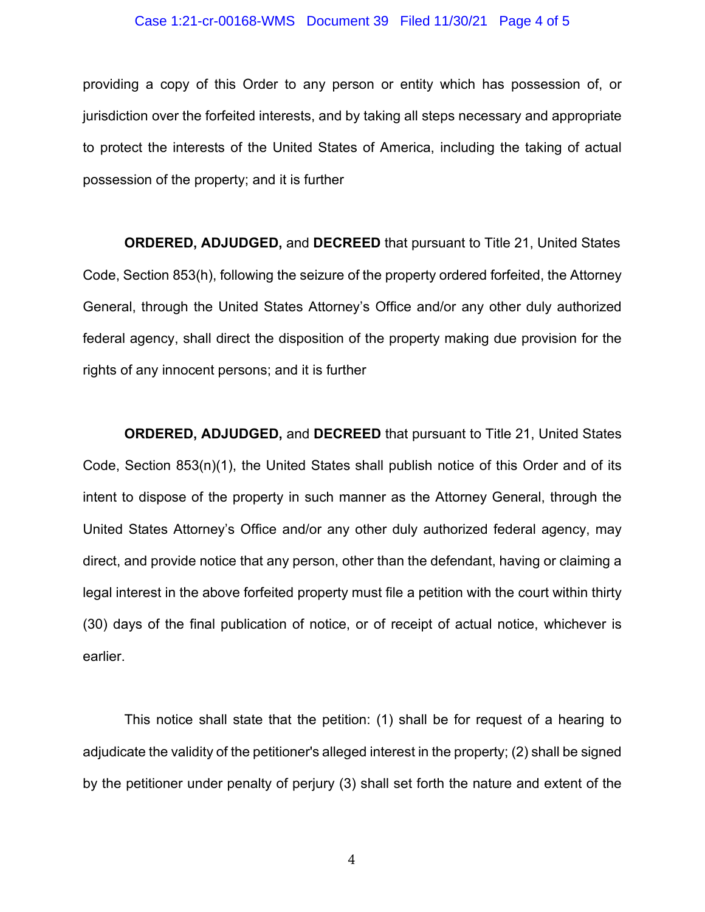providing a copy of this Order to any person or entity which has possession of, or jurisdiction over the forfeited interests, and by taking all steps necessary and appropriate to protect the interests of the United States of America, including the taking of actual possession of the property; and it is further

**ORDERED, ADJUDGED,** and **DECREED** that pursuant to Title 21, United States Code, Section 853(h), following the seizure of the property ordered forfeited, the Attorney General, through the United States Attorney's Office and/or any other duly authorized federal agency, shall direct the disposition of the property making due provision for the rights of any innocent persons; and it is further

**ORDERED, ADJUDGED,** and **DECREED** that pursuant to Title 21, United States Code, Section 853(n)(1), the United States shall publish notice of this Order and of its intent to dispose of the property in such manner as the Attorney General, through the United States Attorney's Office and/or any other duly authorized federal agency, may direct, and provide notice that any person, other than the defendant, having or claiming a legal interest in the above forfeited property must file a petition with the court within thirty (30) days of the final publication of notice, or of receipt of actual notice, whichever is earlier.

This notice shall state that the petition: (1) shall be for request of a hearing to adjudicate the validity of the petitioner's alleged interest in the property; (2) shall be signed by the petitioner under penalty of perjury (3) shall set forth the nature and extent of the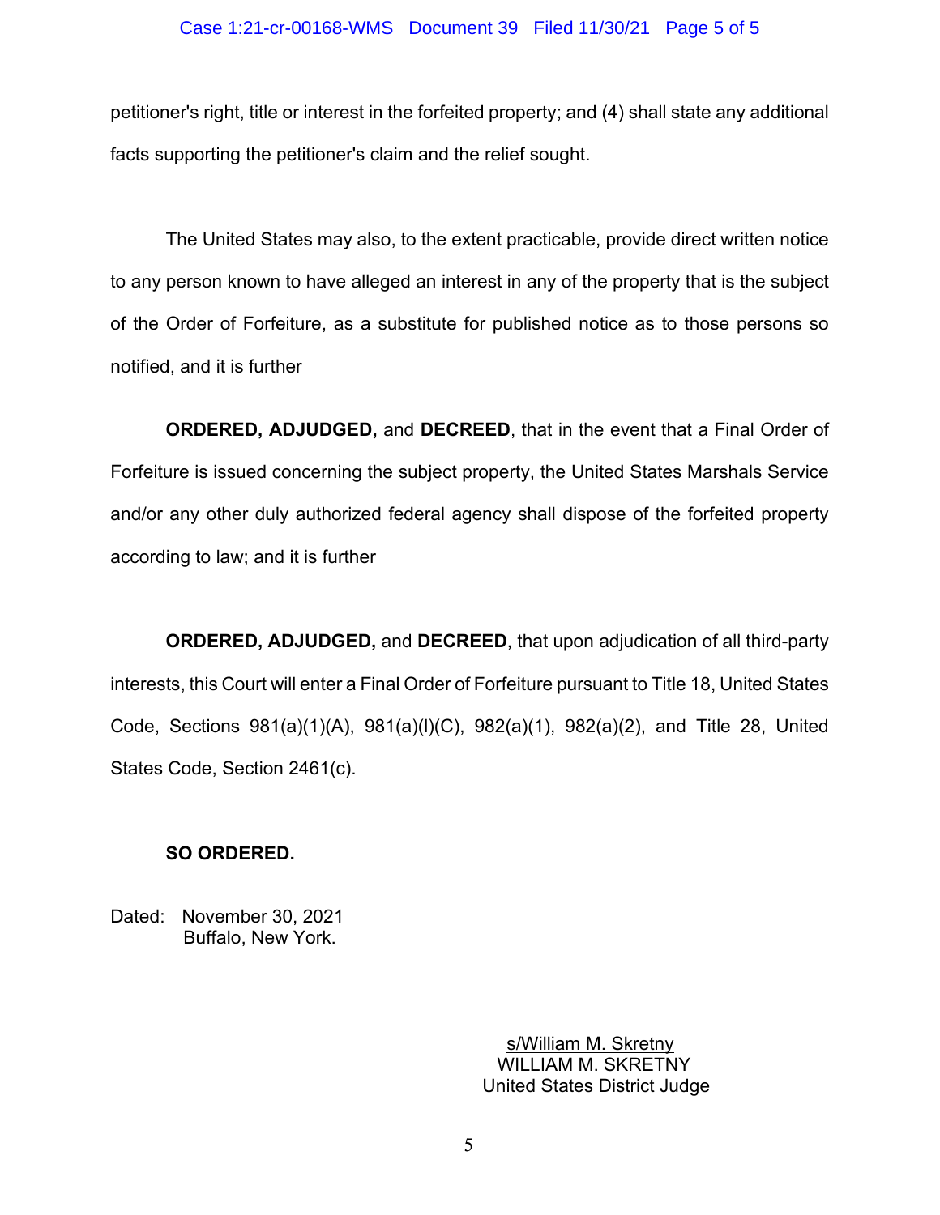petitioner's right, title or interest in the forfeited property; and (4) shall state any additional facts supporting the petitioner's claim and the relief sought.

The United States may also, to the extent practicable, provide direct written notice to any person known to have alleged an interest in any of the property that is the subject of the Order of Forfeiture, as a substitute for published notice as to those persons so notified, and it is further

**ORDERED, ADJUDGED,** and **DECREED**, that in the event that a Final Order of Forfeiture is issued concerning the subject property, the United States Marshals Service and/or any other duly authorized federal agency shall dispose of the forfeited property according to law; and it is further

**ORDERED, ADJUDGED,** and **DECREED**, that upon adjudication of all third-party interests, this Court will enter a Final Order of Forfeiture pursuant to Title 18, United States Code, Sections 981(a)(1)(A), 981(a)(l)(C), 982(a)(1), 982(a)(2), and Title 28, United States Code, Section 2461(c).

**SO ORDERED.**

Dated: November 30, 2021
Buffalo, New York.

s/William M. Skretny
WILLIAM M. SKRETNY
United States District Judge